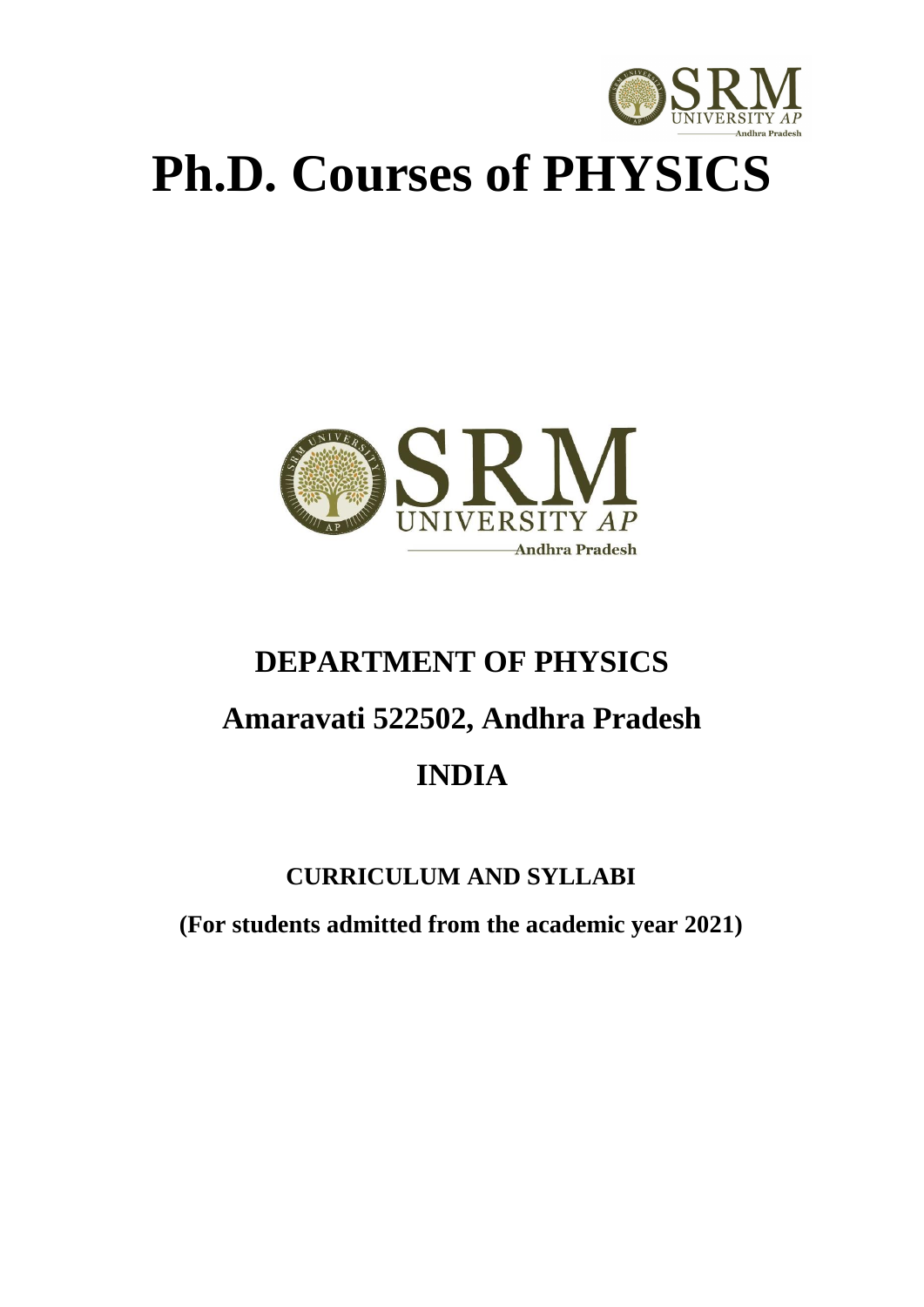# Ph.D. Courses of PHYSICS

## DEPARTMENT OF PHYSICS

## Amaravati 522502, Andhra Pradesh

## INDIA

### CURRICULUM AND SYLLABI

**(For students admitted from the academic year 2021)**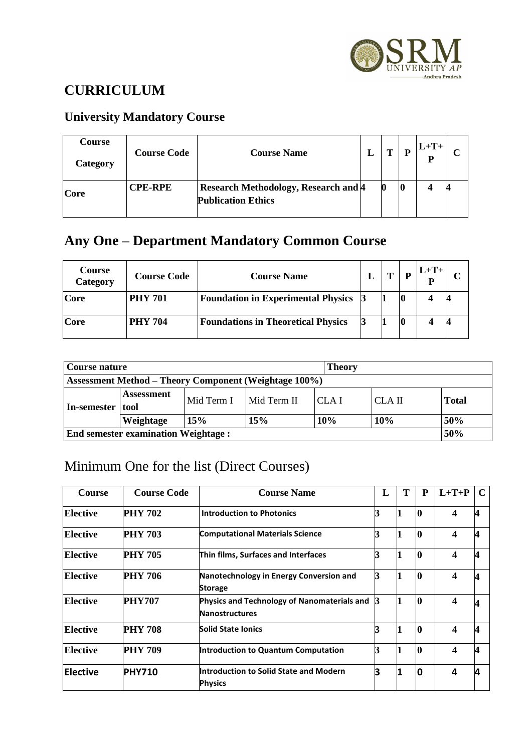## CURRICULUM

### University Mandatory Course

| Course Category | Course Code | Course Name | L | T | P | L+T+P | C |
|---|---|---|---|---|---|---|---|
| Core | CPE-RPE | Research Methodology, Research and Publication Ethics | 4 | 0 | 0 | 4 | 4 |

## Any One – Department Mandatory Common Course

| Course Category | Course Code | Course Name | L | T | P | L+T+P | C |
|---|---|---|---|---|---|---|---|
| Core | PHY 701 | Foundation in Experimental Physics | 3 | 1 | 0 | 4 | 4 |
| Core | PHY 704 | Foundations in Theoretical Physics | 3 | 1 | 0 | 4 | 4 |

| Course nature | | | | Theory | | |
|---|---|---|---|---|---|---|
| **Assessment Method – Theory Component (Weightage 100%)** | | | | | | |
| In-semester | Assessment tool | Mid Term I | Mid Term II | CLA I | CLA II | Total |
| | Weightage | 15% | 15% | 10% | 10% | 50% |
| **End semester examination Weightage :** | | | | | | 50% |

## Minimum One for the list (Direct Courses)

| Course | Course Code | Course Name | L | T | P | L+T+P | C |
|---|---|---|---|---|---|---|---|
| Elective | PHY 702 | Introduction to Photonics | 3 | 1 | 0 | 4 | 4 |
| Elective | PHY 703 | Computational Materials Science | 3 | 1 | 0 | 4 | 4 |
| Elective | PHY 705 | Thin films, Surfaces and Interfaces | 3 | 1 | 0 | 4 | 4 |
| Elective | PHY 706 | Nanotechnology in Energy Conversion and Storage | 3 | 1 | 0 | 4 | 4 |
| Elective | PHY707 | Physics and Technology of Nanomaterials and Nanostructures | 3 | 1 | 0 | 4 | 4 |
| Elective | PHY 708 | Solid State Ionics | 3 | 1 | 0 | 4 | 4 |
| Elective | PHY 709 | Introduction to Quantum Computation | 3 | 1 | 0 | 4 | 4 |
| Elective | PHY710 | Introduction to Solid State and Modern Physics | 3 | 1 | 0 | 4 | 4 |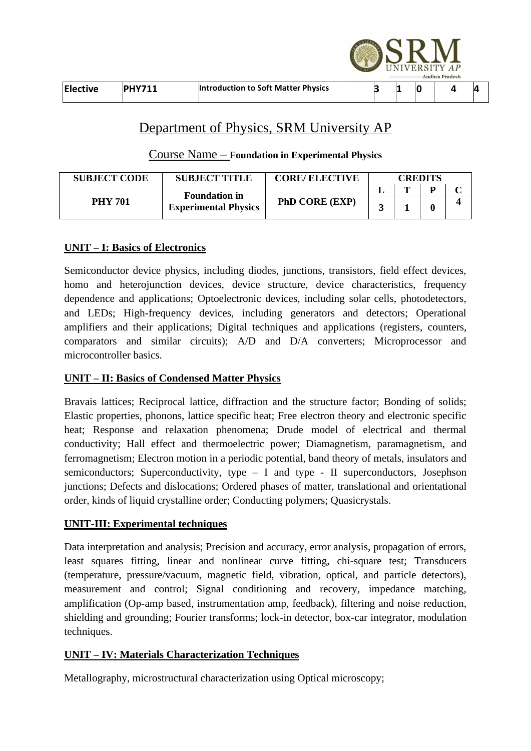| Elective | PHY711 | Introduction to Soft Matter Physics | 3 | 1 | 0 | 4 | 4 |
|---|---|---|---|---|---|---|---|

# Department of Physics, SRM University AP

## Course Name – Foundation in Experimental Physics

| SUBJECT CODE | SUBJECT TITLE | CORE/ ELECTIVE | CREDITS | | | |
|---|---|---|---|---|---|---|
| | | | L | T | P | C |
| PHY 701 | Foundation in Experimental Physics | PhD CORE (EXP) | 3 | 1 | 0 | 4 |

### UNIT – I: Basics of Electronics

Semiconductor device physics, including diodes, junctions, transistors, field effect devices, homo and heterojunction devices, device structure, device characteristics, frequency dependence and applications; Optoelectronic devices, including solar cells, photodetectors, and LEDs; High-frequency devices, including generators and detectors; Operational amplifiers and their applications; Digital techniques and applications (registers, counters, comparators and similar circuits); A/D and D/A converters; Microprocessor and microcontroller basics.

### UNIT – II: Basics of Condensed Matter Physics

Bravais lattices; Reciprocal lattice, diffraction and the structure factor; Bonding of solids; Elastic properties, phonons, lattice specific heat; Free electron theory and electronic specific heat; Response and relaxation phenomena; Drude model of electrical and thermal conductivity; Hall effect and thermoelectric power; Diamagnetism, paramagnetism, and ferromagnetism; Electron motion in a periodic potential, band theory of metals, insulators and semiconductors; Superconductivity, type – I and type - II superconductors, Josephson junctions; Defects and dislocations; Ordered phases of matter, translational and orientational order, kinds of liquid crystalline order; Conducting polymers; Quasicrystals.

### UNIT-III: Experimental techniques

Data interpretation and analysis; Precision and accuracy, error analysis, propagation of errors, least squares fitting, linear and nonlinear curve fitting, chi-square test; Transducers (temperature, pressure/vacuum, magnetic field, vibration, optical, and particle detectors), measurement and control; Signal conditioning and recovery, impedance matching, amplification (Op-amp based, instrumentation amp, feedback), filtering and noise reduction, shielding and grounding; Fourier transforms; lock-in detector, box-car integrator, modulation techniques.

### UNIT – IV: Materials Characterization Techniques

Metallography, microstructural characterization using Optical microscopy;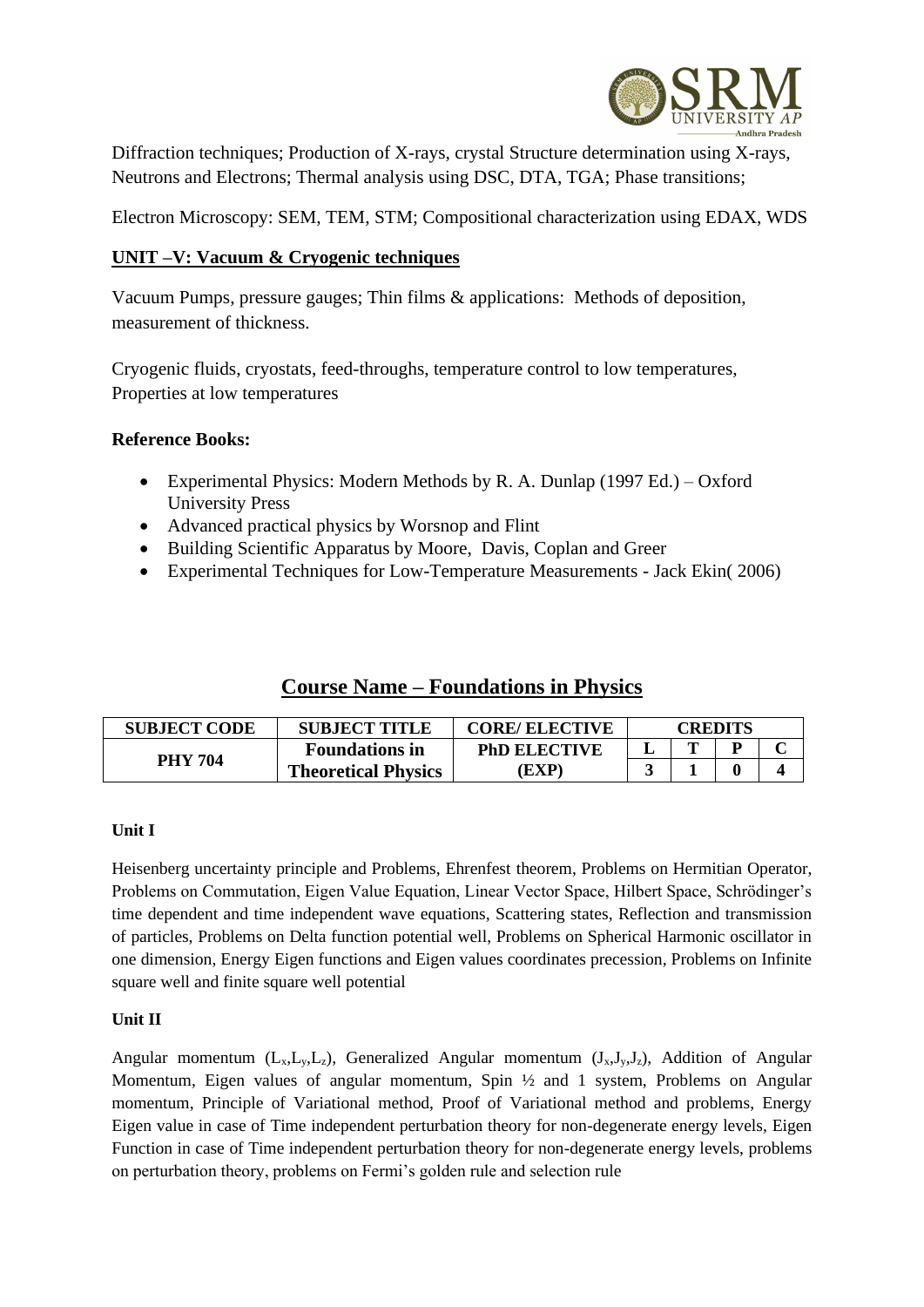Diffraction techniques; Production of X-rays, crystal Structure determination using X-rays, Neutrons and Electrons; Thermal analysis using DSC, DTA, TGA; Phase transitions;

Electron Microscopy: SEM, TEM, STM; Compositional characterization using EDAX, WDS

**UNIT –V: Vacuum & Cryogenic techniques**

Vacuum Pumps, pressure gauges; Thin films & applications: Methods of deposition, measurement of thickness.

Cryogenic fluids, cryostats, feed-throughs, temperature control to low temperatures, Properties at low temperatures

**Reference Books:**

- Experimental Physics: Modern Methods by R. A. Dunlap (1997 Ed.) – Oxford University Press
- Advanced practical physics by Worsnop and Flint
- Building Scientific Apparatus by Moore, Davis, Coplan and Greer
- Experimental Techniques for Low-Temperature Measurements - Jack Ekin( 2006)

## Course Name – Foundations in Physics

| SUBJECT CODE | SUBJECT TITLE | CORE/ ELECTIVE | CREDITS | | | |
|---|---|---|---|---|---|---|
| | | | L | T | P | C |
| PHY 704 | Foundations in Theoretical Physics | PhD ELECTIVE (EXP) | 3 | 1 | 0 | 4 |

**Unit I**

Heisenberg uncertainty principle and Problems, Ehrenfest theorem, Problems on Hermitian Operator, Problems on Commutation, Eigen Value Equation, Linear Vector Space, Hilbert Space, Schrödinger's time dependent and time independent wave equations, Scattering states, Reflection and transmission of particles, Problems on Delta function potential well, Problems on Spherical Harmonic oscillator in one dimension, Energy Eigen functions and Eigen values coordinates precession, Problems on Infinite square well and finite square well potential

**Unit II**

Angular momentum ($L_x$,$L_y$,$L_z$), Generalized Angular momentum ($J_x$,$J_y$,$J_z$), Addition of Angular Momentum, Eigen values of angular momentum, Spin ½ and 1 system, Problems on Angular momentum, Principle of Variational method, Proof of Variational method and problems, Energy Eigen value in case of Time independent perturbation theory for non-degenerate energy levels, Eigen Function in case of Time independent perturbation theory for non-degenerate energy levels, problems on perturbation theory, problems on Fermi's golden rule and selection rule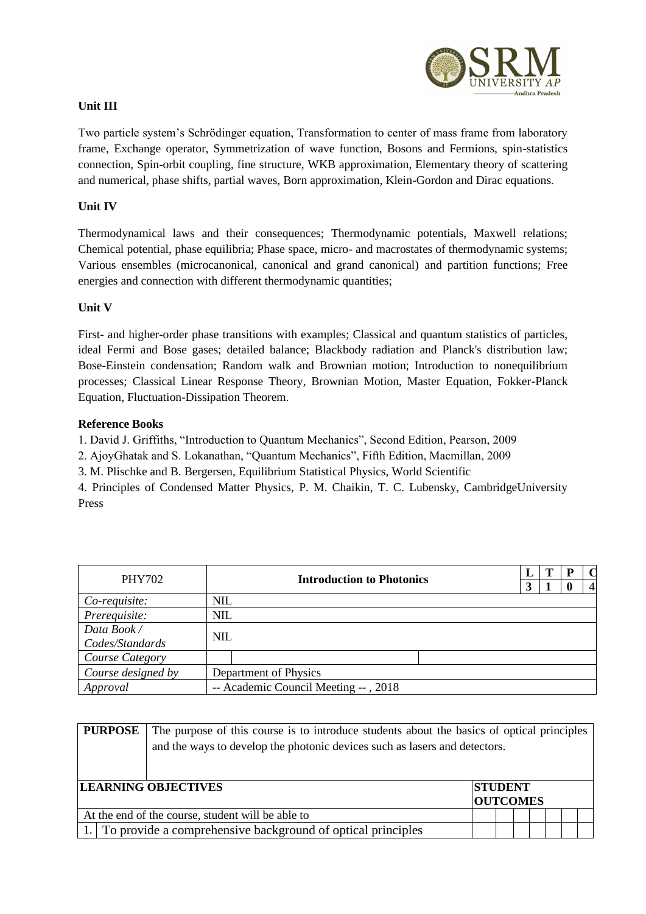### Unit III

Two particle system's Schrödinger equation, Transformation to center of mass frame from laboratory frame, Exchange operator, Symmetrization of wave function, Bosons and Fermions, spin-statistics connection, Spin-orbit coupling, fine structure, WKB approximation, Elementary theory of scattering and numerical, phase shifts, partial waves, Born approximation, Klein-Gordon and Dirac equations.

### Unit IV

Thermodynamical laws and their consequences; Thermodynamic potentials, Maxwell relations; Chemical potential, phase equilibria; Phase space, micro- and macrostates of thermodynamic systems; Various ensembles (microcanonical, canonical and grand canonical) and partition functions; Free energies and connection with different thermodynamic quantities;

### Unit V

First- and higher-order phase transitions with examples; Classical and quantum statistics of particles, ideal Fermi and Bose gases; detailed balance; Blackbody radiation and Planck's distribution law; Bose-Einstein condensation; Random walk and Brownian motion; Introduction to nonequilibrium processes; Classical Linear Response Theory, Brownian Motion, Master Equation, Fokker-Planck Equation, Fluctuation-Dissipation Theorem.

### Reference Books

1. David J. Griffiths, "Introduction to Quantum Mechanics", Second Edition, Pearson, 2009
2. AjoyGhatak and S. Lokanathan, "Quantum Mechanics", Fifth Edition, Macmillan, 2009
3. M. Plischke and B. Bergersen, Equilibrium Statistical Physics, World Scientific
4. Principles of Condensed Matter Physics, P. M. Chaikin, T. C. Lubensky, CambridgeUniversity Press

| PHY702 | **Introduction to Photonics** | | L | T | P | C |
|---|---|---|---|---|---|---|
| | | | 3 | 1 | 0 | 4 |
| *Co-requisite:* | NIL | | | | | |
| *Prerequisite:* | NIL | | | | | |
| *Data Book / Codes/Standards* | NIL | | | | | |
| *Course Category* | | | | | | |
| *Course designed by* | Department of Physics | | | | | |
| *Approval* | -- Academic Council Meeting -- , 2018 | | | | | |

| **PURPOSE** | The purpose of this course is to introduce students about the basics of optical principles and the ways to develop the photonic devices such as lasers and detectors. | | | | | | | |
|---|---|---|---|---|---|---|---|---|
| **LEARNING OBJECTIVES** | | **STUDENT OUTCOMES** | | | | | | |
| At the end of the course, student will be able to | | | | | | | | |
| 1. | To provide a comprehensive background of optical principles | | | | | | | |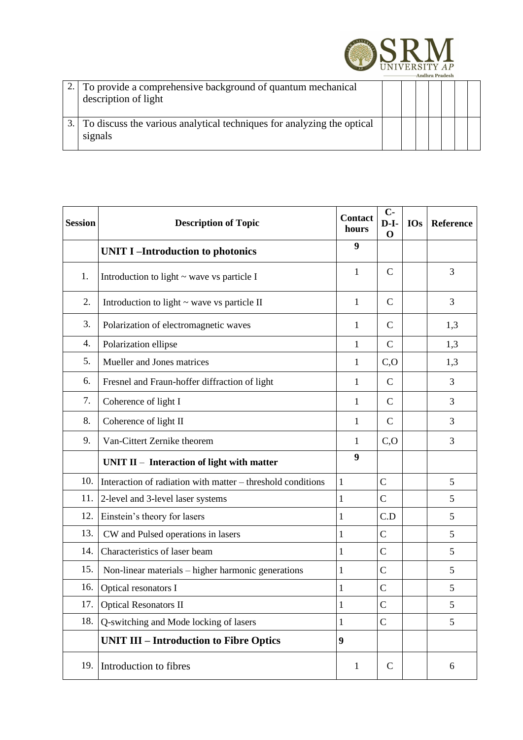| | | | | | | | | |
|---|---|---|---|---|---|---|---|---|
| 2. | To provide a comprehensive background of quantum mechanical description of light | | | | | | | |
| 3. | To discuss the various analytical techniques for analyzing the optical signals | | | | | | | |

| Session | Description of Topic | Contact hours | C-D-I-O | IOs | Reference |
|---|---|---|---|---|---|
| | **UNIT I –Introduction to photonics** | **9** | | | |
| 1. | Introduction to light ~ wave vs particle I | 1 | C | | 3 |
| 2. | Introduction to light ~ wave vs particle II | 1 | C | | 3 |
| 3. | Polarization of electromagnetic waves | 1 | C | | 1,3 |
| 4. | Polarization ellipse | 1 | C | | 1,3 |
| 5. | Mueller and Jones matrices | 1 | C,O | | 1,3 |
| 6. | Fresnel and Fraun-hoffer diffraction of light | 1 | C | | 3 |
| 7. | Coherence of light I | 1 | C | | 3 |
| 8. | Coherence of light II | 1 | C | | 3 |
| 9. | Van-Cittert Zernike theorem | 1 | C,O | | 3 |
| | **UNIT II – Interaction of light with matter** | **9** | | | |
| 10. | Interaction of radiation with matter – threshold conditions | 1 | C | | 5 |
| 11. | 2-level and 3-level laser systems | 1 | C | | 5 |
| 12. | Einstein's theory for lasers | 1 | C.D | | 5 |
| 13. | CW and Pulsed operations in lasers | 1 | C | | 5 |
| 14. | Characteristics of laser beam | 1 | C | | 5 |
| 15. | Non-linear materials – higher harmonic generations | 1 | C | | 5 |
| 16. | Optical resonators I | 1 | C | | 5 |
| 17. | Optical Resonators II | 1 | C | | 5 |
| 18. | Q-switching and Mode locking of lasers | 1 | C | | 5 |
| | **UNIT III – Introduction to Fibre Optics** | **9** | | | |
| 19. | Introduction to fibres | 1 | C | | 6 |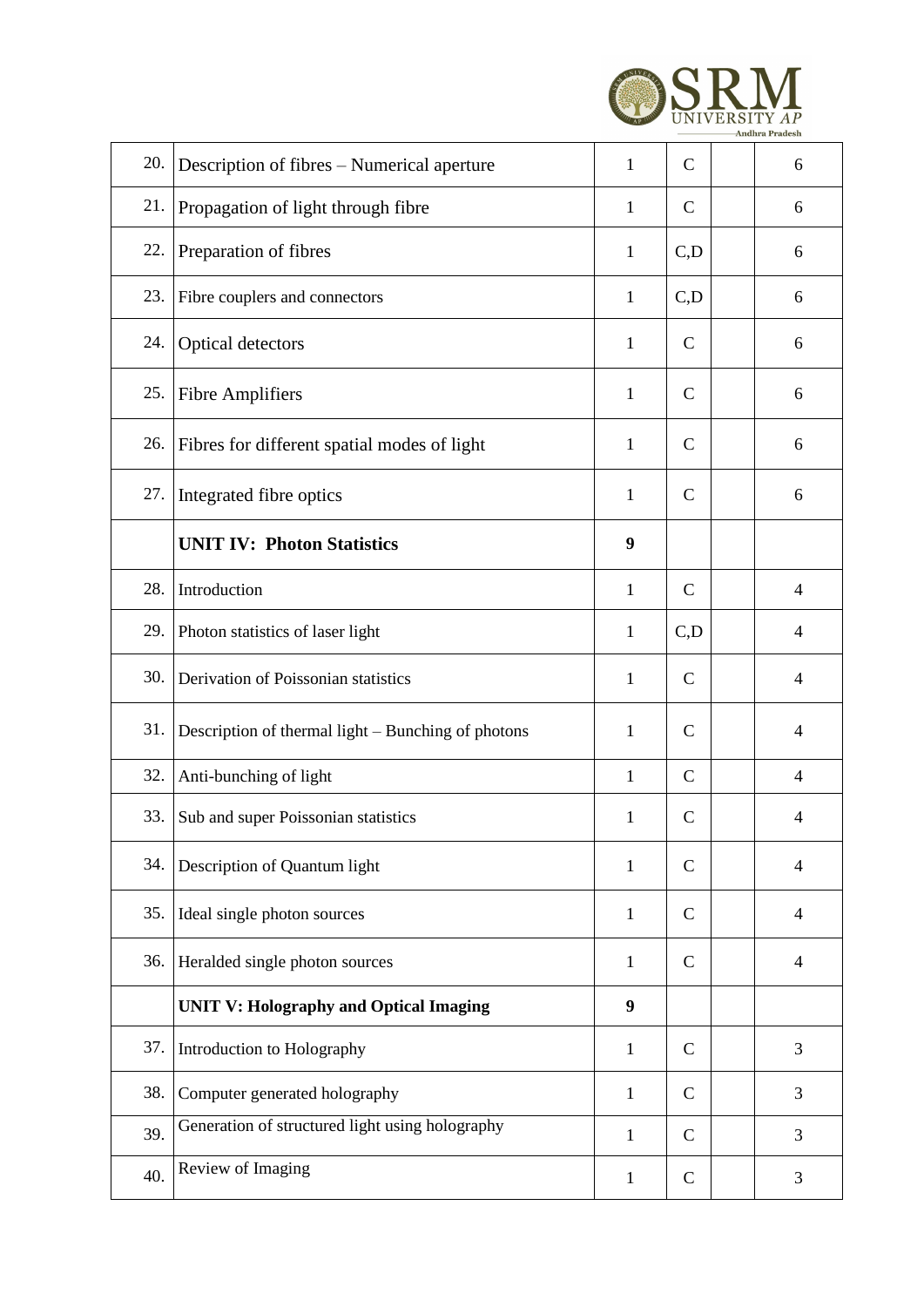| 20. | Description of fibres – Numerical aperture | 1 | C | | 6 |
|---|---|---|---|---|---|
| 21. | Propagation of light through fibre | 1 | C | | 6 |
| 22. | Preparation of fibres | 1 | C,D | | 6 |
| 23. | Fibre couplers and connectors | 1 | C,D | | 6 |
| 24. | Optical detectors | 1 | C | | 6 |
| 25. | Fibre Amplifiers | 1 | C | | 6 |
| 26. | Fibres for different spatial modes of light | 1 | C | | 6 |
| 27. | Integrated fibre optics | 1 | C | | 6 |
| | **UNIT IV: Photon Statistics** | **9** | | | |
| 28. | Introduction | 1 | C | | 4 |
| 29. | Photon statistics of laser light | 1 | C,D | | 4 |
| 30. | Derivation of Poissonian statistics | 1 | C | | 4 |
| 31. | Description of thermal light – Bunching of photons | 1 | C | | 4 |
| 32. | Anti-bunching of light | 1 | C | | 4 |
| 33. | Sub and super Poissonian statistics | 1 | C | | 4 |
| 34. | Description of Quantum light | 1 | C | | 4 |
| 35. | Ideal single photon sources | 1 | C | | 4 |
| 36. | Heralded single photon sources | 1 | C | | 4 |
| | **UNIT V: Holography and Optical Imaging** | **9** | | | |
| 37. | Introduction to Holography | 1 | C | | 3 |
| 38. | Computer generated holography | 1 | C | | 3 |
| 39. | Generation of structured light using holography | 1 | C | | 3 |
| 40. | Review of Imaging | 1 | C | | 3 |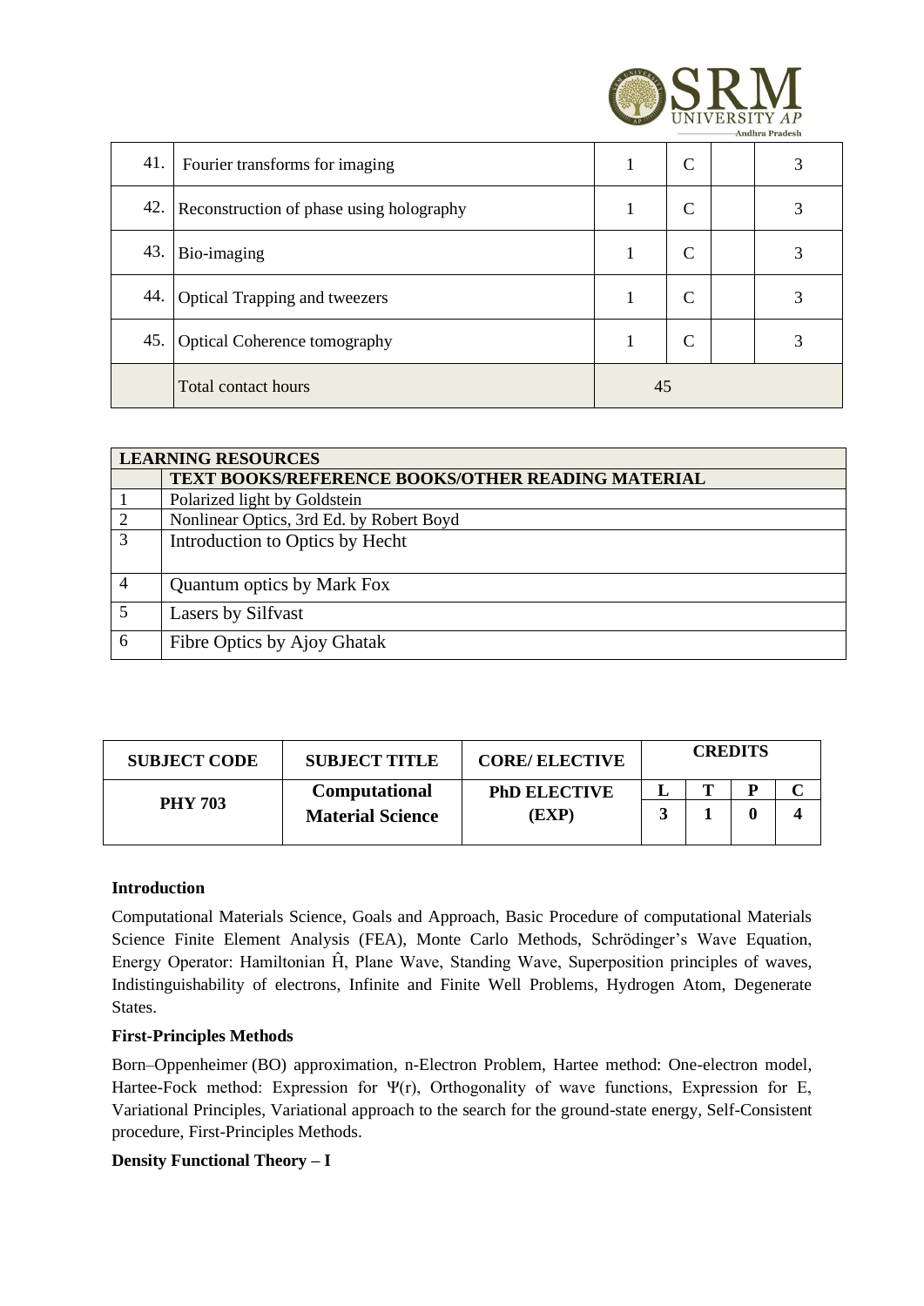| 41. | Fourier transforms for imaging | 1 | C | | 3 |
|---|---|---|---|---|---|
| 42. | Reconstruction of phase using holography | 1 | C | | 3 |
| 43. | Bio-imaging | 1 | C | | 3 |
| 44. | Optical Trapping and tweezers | 1 | C | | 3 |
| 45. | Optical Coherence tomography | 1 | C | | 3 |
| | Total contact hours | 45 | | | |

| LEARNING RESOURCES | |
|---|---|
| | **TEXT BOOKS/REFERENCE BOOKS/OTHER READING MATERIAL** |
| 1 | Polarized light by Goldstein |
| 2 | Nonlinear Optics, 3rd Ed. by Robert Boyd |
| 3 | Introduction to Optics by Hecht |
| 4 | Quantum optics by Mark Fox |
| 5 | Lasers by Silfvast |
| 6 | Fibre Optics by Ajoy Ghatak |

| SUBJECT CODE | SUBJECT TITLE | CORE/ ELECTIVE | CREDITS | | | |
|---|---|---|---|---|---|---|
| | | | L | T | P | C |
| PHY 703 | Computational Material Science | PhD ELECTIVE (EXP) | 3 | 1 | 0 | 4 |

**Introduction**

Computational Materials Science, Goals and Approach, Basic Procedure of computational Materials Science Finite Element Analysis (FEA), Monte Carlo Methods, Schrödinger's Wave Equation, Energy Operator: Hamiltonian Ĥ, Plane Wave, Standing Wave, Superposition principles of waves, Indistinguishability of electrons, Infinite and Finite Well Problems, Hydrogen Atom, Degenerate States.

**First-Principles Methods**

Born–Oppenheimer (BO) approximation, n-Electron Problem, Hartee method: One-electron model, Hartee-Fock method: Expression for Ψ(r), Orthogonality of wave functions, Expression for E, Variational Principles, Variational approach to the search for the ground-state energy, Self-Consistent procedure, First-Principles Methods.

**Density Functional Theory – I**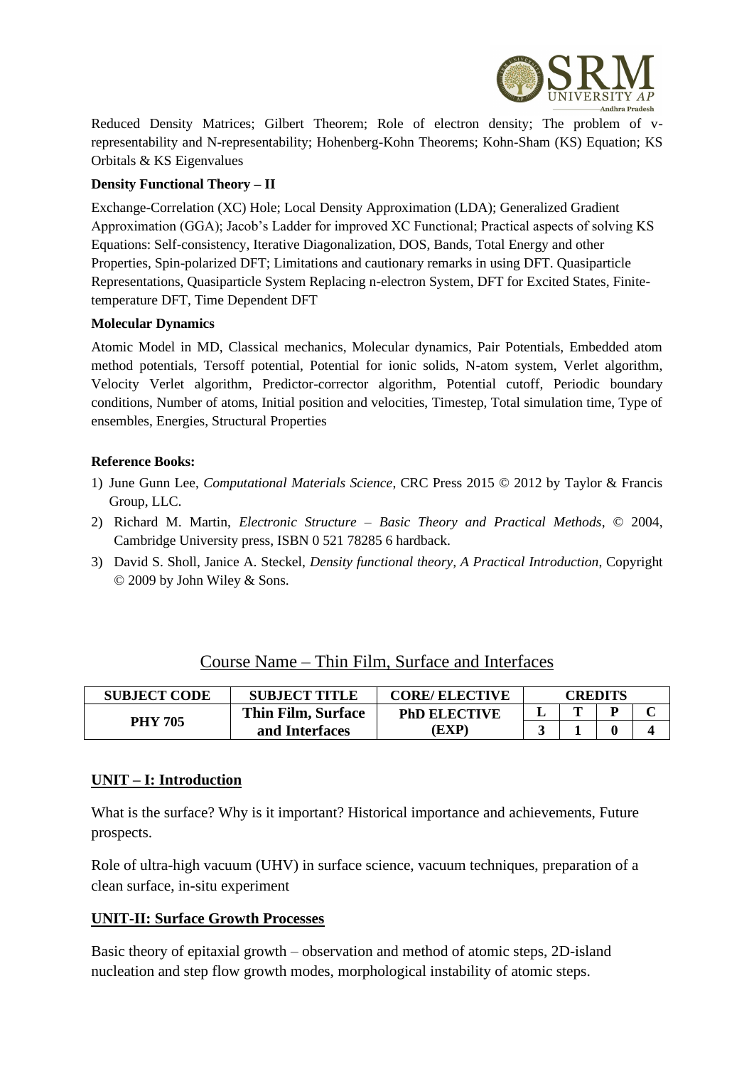Reduced Density Matrices; Gilbert Theorem; Role of electron density; The problem of v-representability and N-representability; Hohenberg-Kohn Theorems; Kohn-Sham (KS) Equation; KS Orbitals & KS Eigenvalues

**Density Functional Theory – II**

Exchange-Correlation (XC) Hole; Local Density Approximation (LDA); Generalized Gradient Approximation (GGA); Jacob's Ladder for improved XC Functional; Practical aspects of solving KS Equations: Self-consistency, Iterative Diagonalization, DOS, Bands, Total Energy and other Properties, Spin-polarized DFT; Limitations and cautionary remarks in using DFT. Quasiparticle Representations, Quasiparticle System Replacing n-electron System, DFT for Excited States, Finite-temperature DFT, Time Dependent DFT

**Molecular Dynamics**

Atomic Model in MD, Classical mechanics, Molecular dynamics, Pair Potentials, Embedded atom method potentials, Tersoff potential, Potential for ionic solids, N-atom system, Verlet algorithm, Velocity Verlet algorithm, Predictor-corrector algorithm, Potential cutoff, Periodic boundary conditions, Number of atoms, Initial position and velocities, Timestep, Total simulation time, Type of ensembles, Energies, Structural Properties

**Reference Books:**

1) June Gunn Lee, *Computational Materials Science*, CRC Press 2015 © 2012 by Taylor & Francis Group, LLC.
2) Richard M. Martin, *Electronic Structure – Basic Theory and Practical Methods*, © 2004, Cambridge University press, ISBN 0 521 78285 6 hardback.
3) David S. Sholl, Janice A. Steckel, *Density functional theory, A Practical Introduction*, Copyright © 2009 by John Wiley & Sons.

## Course Name – Thin Film, Surface and Interfaces

| SUBJECT CODE | SUBJECT TITLE | CORE/ ELECTIVE | CREDITS | | | |
|---|---|---|---|---|---|---|
| | | | L | T | P | C |
| PHY 705 | Thin Film, Surface and Interfaces | PhD ELECTIVE (EXP) | 3 | 1 | 0 | 4 |

### UNIT – I: Introduction

What is the surface? Why is it important? Historical importance and achievements, Future prospects.

Role of ultra-high vacuum (UHV) in surface science, vacuum techniques, preparation of a clean surface, in-situ experiment

### UNIT-II: Surface Growth Processes

Basic theory of epitaxial growth – observation and method of atomic steps, 2D-island nucleation and step flow growth modes, morphological instability of atomic steps.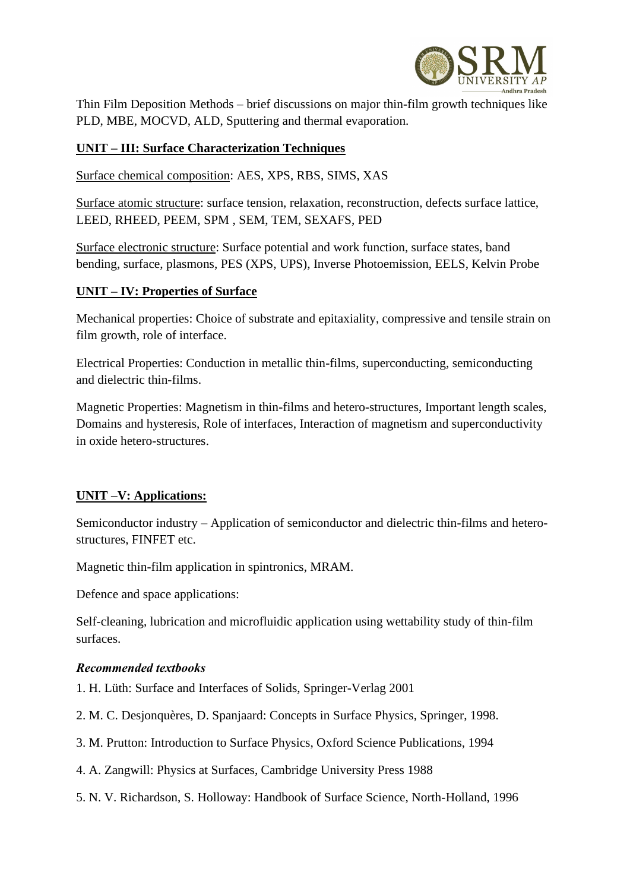Thin Film Deposition Methods – brief discussions on major thin-film growth techniques like PLD, MBE, MOCVD, ALD, Sputtering and thermal evaporation.

## UNIT – III: Surface Characterization Techniques

Surface chemical composition: AES, XPS, RBS, SIMS, XAS

Surface atomic structure: surface tension, relaxation, reconstruction, defects surface lattice, LEED, RHEED, PEEM, SPM , SEM, TEM, SEXAFS, PED

Surface electronic structure: Surface potential and work function, surface states, band bending, surface, plasmons, PES (XPS, UPS), Inverse Photoemission, EELS, Kelvin Probe

## UNIT – IV: Properties of Surface

Mechanical properties: Choice of substrate and epitaxiality, compressive and tensile strain on film growth, role of interface.

Electrical Properties: Conduction in metallic thin-films, superconducting, semiconducting and dielectric thin-films.

Magnetic Properties: Magnetism in thin-films and hetero-structures, Important length scales, Domains and hysteresis, Role of interfaces, Interaction of magnetism and superconductivity in oxide hetero-structures.

## UNIT –V: Applications:

Semiconductor industry – Application of semiconductor and dielectric thin-films and hetero-structures, FINFET etc.

Magnetic thin-film application in spintronics, MRAM.

Defence and space applications:

Self-cleaning, lubrication and microfluidic application using wettability study of thin-film surfaces.

***Recommended textbooks***

1. H. Lüth: Surface and Interfaces of Solids, Springer-Verlag 2001
2. M. C. Desjonquères, D. Spanjaard: Concepts in Surface Physics, Springer, 1998.
3. M. Prutton: Introduction to Surface Physics, Oxford Science Publications, 1994
4. A. Zangwill: Physics at Surfaces, Cambridge University Press 1988
5. N. V. Richardson, S. Holloway: Handbook of Surface Science, North-Holland, 1996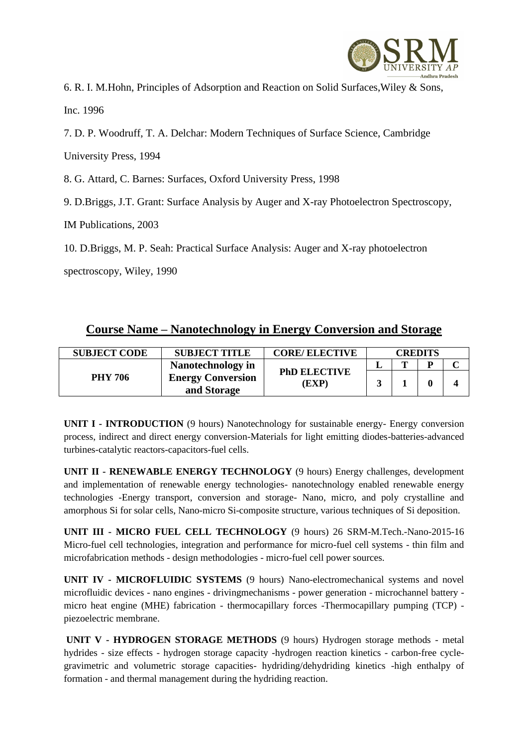6. R. I. M.Hohn, Principles of Adsorption and Reaction on Solid Surfaces,Wiley & Sons, Inc. 1996

7. D. P. Woodruff, T. A. Delchar: Modern Techniques of Surface Science, Cambridge University Press, 1994

8. G. Attard, C. Barnes: Surfaces, Oxford University Press, 1998

9. D.Briggs, J.T. Grant: Surface Analysis by Auger and X-ray Photoelectron Spectroscopy, IM Publications, 2003

10. D.Briggs, M. P. Seah: Practical Surface Analysis: Auger and X-ray photoelectron spectroscopy, Wiley, 1990

## Course Name – Nanotechnology in Energy Conversion and Storage

| SUBJECT CODE | SUBJECT TITLE | CORE/ ELECTIVE | CREDITS | | | |
|---|---|---|---|---|---|---|
| | | | L | T | P | C |
| PHY 706 | Nanotechnology in Energy Conversion and Storage | PhD ELECTIVE (EXP) | 3 | 1 | 0 | 4 |

**UNIT I - INTRODUCTION** (9 hours) Nanotechnology for sustainable energy- Energy conversion process, indirect and direct energy conversion-Materials for light emitting diodes-batteries-advanced turbines-catalytic reactors-capacitors-fuel cells.

**UNIT II - RENEWABLE ENERGY TECHNOLOGY** (9 hours) Energy challenges, development and implementation of renewable energy technologies- nanotechnology enabled renewable energy technologies -Energy transport, conversion and storage- Nano, micro, and poly crystalline and amorphous Si for solar cells, Nano-micro Si-composite structure, various techniques of Si deposition.

**UNIT III - MICRO FUEL CELL TECHNOLOGY** (9 hours) 26 SRM-M.Tech.-Nano-2015-16 Micro-fuel cell technologies, integration and performance for micro-fuel cell systems - thin film and microfabrication methods - design methodologies - micro-fuel cell power sources.

**UNIT IV - MICROFLUIDIC SYSTEMS** (9 hours) Nano-electromechanical systems and novel microfluidic devices - nano engines - drivingmechanisms - power generation - microchannel battery - micro heat engine (MHE) fabrication - thermocapillary forces -Thermocapillary pumping (TCP) - piezoelectric membrane.

**UNIT V - HYDROGEN STORAGE METHODS** (9 hours) Hydrogen storage methods - metal hydrides - size effects - hydrogen storage capacity -hydrogen reaction kinetics - carbon-free cycle-gravimetric and volumetric storage capacities- hydriding/dehydriding kinetics -high enthalpy of formation - and thermal management during the hydriding reaction.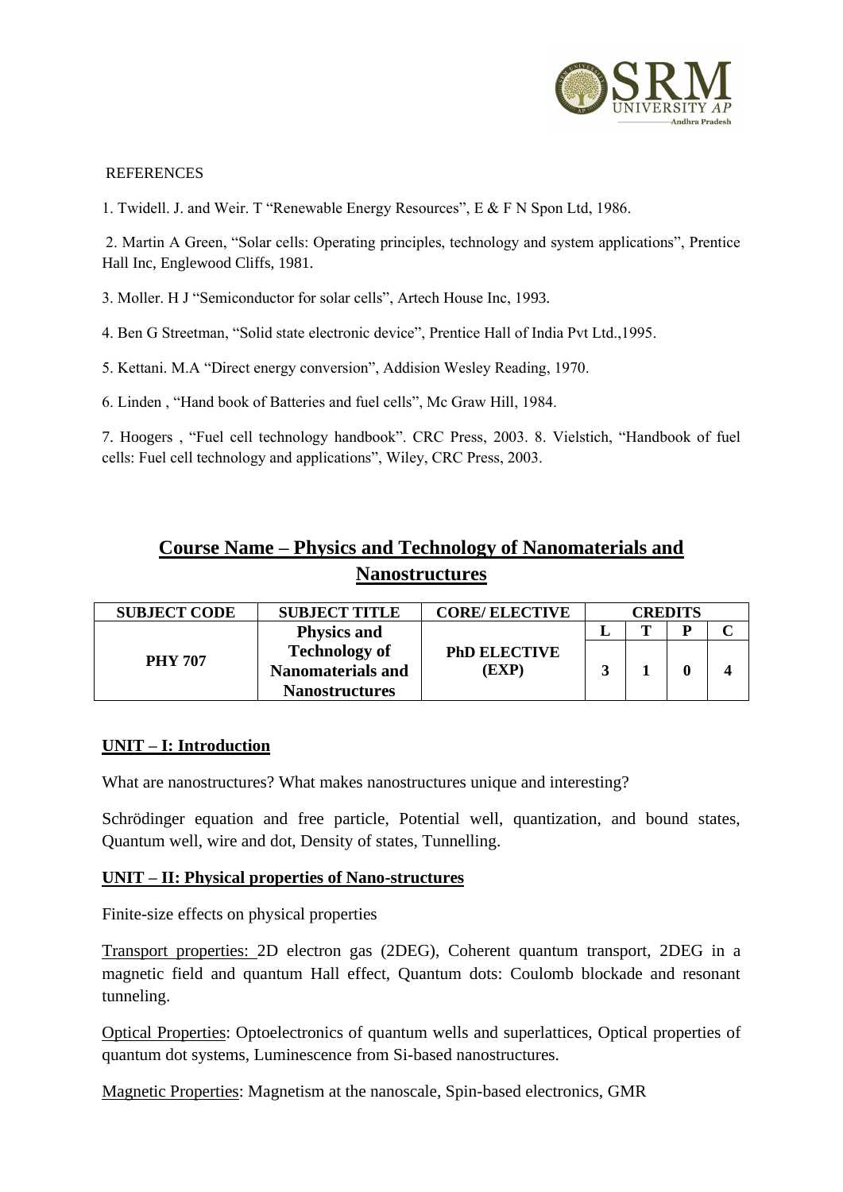REFERENCES

1. Twidell. J. and Weir. T "Renewable Energy Resources", E & F N Spon Ltd, 1986.

2. Martin A Green, "Solar cells: Operating principles, technology and system applications", Prentice Hall Inc, Englewood Cliffs, 1981.

3. Moller. H J "Semiconductor for solar cells", Artech House Inc, 1993.

4. Ben G Streetman, "Solid state electronic device", Prentice Hall of India Pvt Ltd.,1995.

5. Kettani. M.A "Direct energy conversion", Addision Wesley Reading, 1970.

6. Linden , "Hand book of Batteries and fuel cells", Mc Graw Hill, 1984.

7. Hoogers , "Fuel cell technology handbook". CRC Press, 2003. 8. Vielstich, "Handbook of fuel cells: Fuel cell technology and applications", Wiley, CRC Press, 2003.

## Course Name – Physics and Technology of Nanomaterials and Nanostructures

| SUBJECT CODE | SUBJECT TITLE | CORE/ ELECTIVE | CREDITS | | | |
|---|---|---|---|---|---|---|
| | | | L | T | P | C |
| PHY 707 | Physics and Technology of Nanomaterials and Nanostructures | PhD ELECTIVE (EXP) | 3 | 1 | 0 | 4 |

### UNIT – I: Introduction

What are nanostructures? What makes nanostructures unique and interesting?

Schrödinger equation and free particle, Potential well, quantization, and bound states, Quantum well, wire and dot, Density of states, Tunnelling.

### UNIT – II: Physical properties of Nano-structures

Finite-size effects on physical properties

Transport properties: 2D electron gas (2DEG), Coherent quantum transport, 2DEG in a magnetic field and quantum Hall effect, Quantum dots: Coulomb blockade and resonant tunneling.

Optical Properties: Optoelectronics of quantum wells and superlattices, Optical properties of quantum dot systems, Luminescence from Si-based nanostructures.

Magnetic Properties: Magnetism at the nanoscale, Spin-based electronics, GMR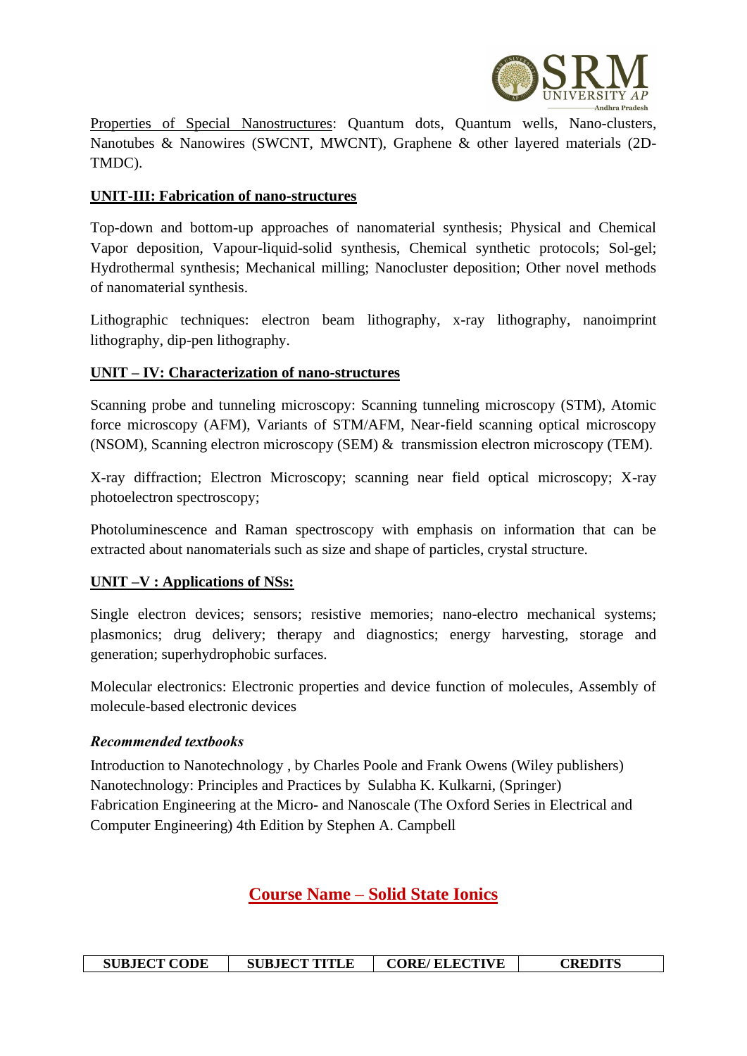Properties of Special Nanostructures: Quantum dots, Quantum wells, Nano-clusters, Nanotubes & Nanowires (SWCNT, MWCNT), Graphene & other layered materials (2D-TMDC).

**UNIT-III: Fabrication of nano-structures**

Top-down and bottom-up approaches of nanomaterial synthesis; Physical and Chemical Vapor deposition, Vapour-liquid-solid synthesis, Chemical synthetic protocols; Sol-gel; Hydrothermal synthesis; Mechanical milling; Nanocluster deposition; Other novel methods of nanomaterial synthesis.

Lithographic techniques: electron beam lithography, x-ray lithography, nanoimprint lithography, dip-pen lithography.

**UNIT – IV: Characterization of nano-structures**

Scanning probe and tunneling microscopy: Scanning tunneling microscopy (STM), Atomic force microscopy (AFM), Variants of STM/AFM, Near-field scanning optical microscopy (NSOM), Scanning electron microscopy (SEM) & transmission electron microscopy (TEM).

X-ray diffraction; Electron Microscopy; scanning near field optical microscopy; X-ray photoelectron spectroscopy;

Photoluminescence and Raman spectroscopy with emphasis on information that can be extracted about nanomaterials such as size and shape of particles, crystal structure.

**UNIT –V : Applications of NSs:**

Single electron devices; sensors; resistive memories; nano-electro mechanical systems; plasmonics; drug delivery; therapy and diagnostics; energy harvesting, storage and generation; superhydrophobic surfaces.

Molecular electronics: Electronic properties and device function of molecules, Assembly of molecule-based electronic devices

***Recommended textbooks***

Introduction to Nanotechnology , by Charles Poole and Frank Owens (Wiley publishers)
Nanotechnology: Principles and Practices by Sulabha K. Kulkarni, (Springer)
Fabrication Engineering at the Micro- and Nanoscale (The Oxford Series in Electrical and Computer Engineering) 4th Edition by Stephen A. Campbell

## Course Name – Solid State Ionics

| SUBJECT CODE | SUBJECT TITLE | CORE/ ELECTIVE | CREDITS |
| --- | --- | --- | --- |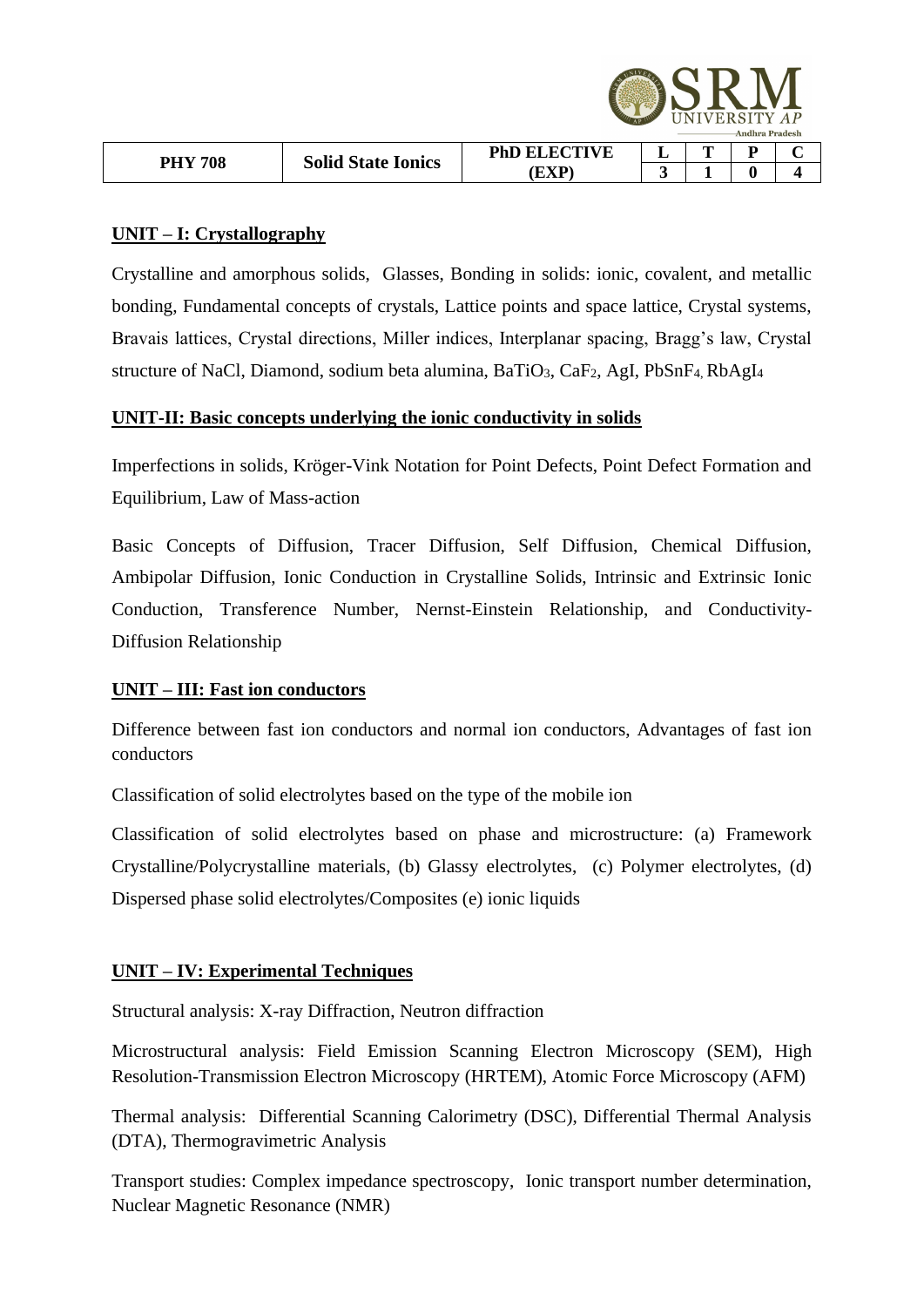| PHY 708 | Solid State Ionics | PhD ELECTIVE (EXP) | L | T | P | C |
|---|---|---|---|---|---|---|
| | | | 3 | 1 | 0 | 4 |

## UNIT – I: Crystallography

Crystalline and amorphous solids, Glasses, Bonding in solids: ionic, covalent, and metallic bonding, Fundamental concepts of crystals, Lattice points and space lattice, Crystal systems, Bravais lattices, Crystal directions, Miller indices, Interplanar spacing, Bragg's law, Crystal structure of NaCl, Diamond, sodium beta alumina, $BaTiO_3$, $CaF_2$, AgI, $PbSnF_4$, $RbAgI_4$

## UNIT-II: Basic concepts underlying the ionic conductivity in solids

Imperfections in solids, Kröger-Vink Notation for Point Defects, Point Defect Formation and Equilibrium, Law of Mass-action

Basic Concepts of Diffusion, Tracer Diffusion, Self Diffusion, Chemical Diffusion, Ambipolar Diffusion, Ionic Conduction in Crystalline Solids, Intrinsic and Extrinsic Ionic Conduction, Transference Number, Nernst-Einstein Relationship, and Conductivity-Diffusion Relationship

## UNIT – III: Fast ion conductors

Difference between fast ion conductors and normal ion conductors, Advantages of fast ion conductors

Classification of solid electrolytes based on the type of the mobile ion

Classification of solid electrolytes based on phase and microstructure: (a) Framework Crystalline/Polycrystalline materials, (b) Glassy electrolytes, (c) Polymer electrolytes, (d) Dispersed phase solid electrolytes/Composites (e) ionic liquids

## UNIT – IV: Experimental Techniques

Structural analysis: X-ray Diffraction, Neutron diffraction

Microstructural analysis: Field Emission Scanning Electron Microscopy (SEM), High Resolution-Transmission Electron Microscopy (HRTEM), Atomic Force Microscopy (AFM)

Thermal analysis: Differential Scanning Calorimetry (DSC), Differential Thermal Analysis (DTA), Thermogravimetric Analysis

Transport studies: Complex impedance spectroscopy, Ionic transport number determination, Nuclear Magnetic Resonance (NMR)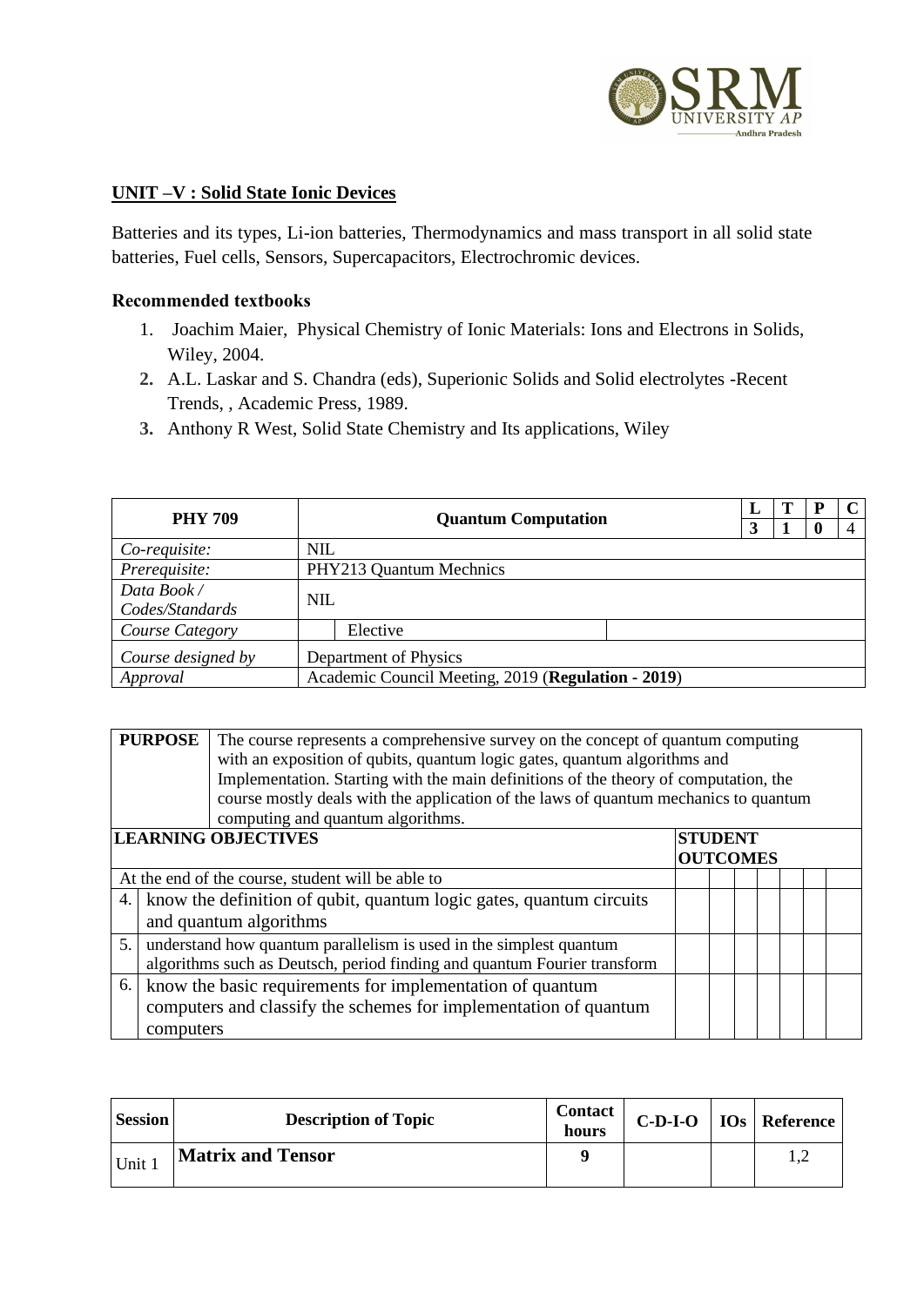**UNIT –V : Solid State Ionic Devices**

Batteries and its types, Li-ion batteries, Thermodynamics and mass transport in all solid state batteries, Fuel cells, Sensors, Supercapacitors, Electrochromic devices.

**Recommended textbooks**

1. Joachim Maier, Physical Chemistry of Ionic Materials: Ions and Electrons in Solids, Wiley, 2004.
2. A.L. Laskar and S. Chandra (eds), Superionic Solids and Solid electrolytes -Recent Trends, , Academic Press, 1989.
3. Anthony R West, Solid State Chemistry and Its applications, Wiley

| **PHY 709** | **Quantum Computation** | | **L** | **T** | **P** | **C** |
|---|---|---|---|---|---|---|
| | | | **3** | **1** | **0** | 4 |
| *Co-requisite:* | NIL | | | | | |
| *Prerequisite:* | PHY213 Quantum Mechnics | | | | | |
| *Data Book / Codes/Standards* | NIL | | | | | |
| *Course Category* | Elective | | | | | |
| *Course designed by* | Department of Physics | | | | | |
| *Approval* | Academic Council Meeting, 2019 (**Regulation - 2019**) | | | | | |

| **PURPOSE** | The course represents a comprehensive survey on the concept of quantum computing with an exposition of qubits, quantum logic gates, quantum algorithms and Implementation. Starting with the main definitions of the theory of computation, the course mostly deals with the application of the laws of quantum mechanics to quantum computing and quantum algorithms. | | | | | | | |
|---|---|---|---|---|---|---|---|---|
| **LEARNING OBJECTIVES** | | **STUDENT OUTCOMES** | | | | | | |
| At the end of the course, student will be able to | | | | | | | | |
| 4. | know the definition of qubit, quantum logic gates, quantum circuits and quantum algorithms | | | | | | | |
| 5. | understand how quantum parallelism is used in the simplest quantum algorithms such as Deutsch, period finding and quantum Fourier transform | | | | | | | |
| 6. | know the basic requirements for implementation of quantum computers and classify the schemes for implementation of quantum computers | | | | | | | |

| **Session** | **Description of Topic** | **Contact hours** | **C-D-I-O** | **IOs** | **Reference** |
|---|---|---|---|---|---|
| Unit 1 | **Matrix and Tensor** | **9** | | | 1,2 |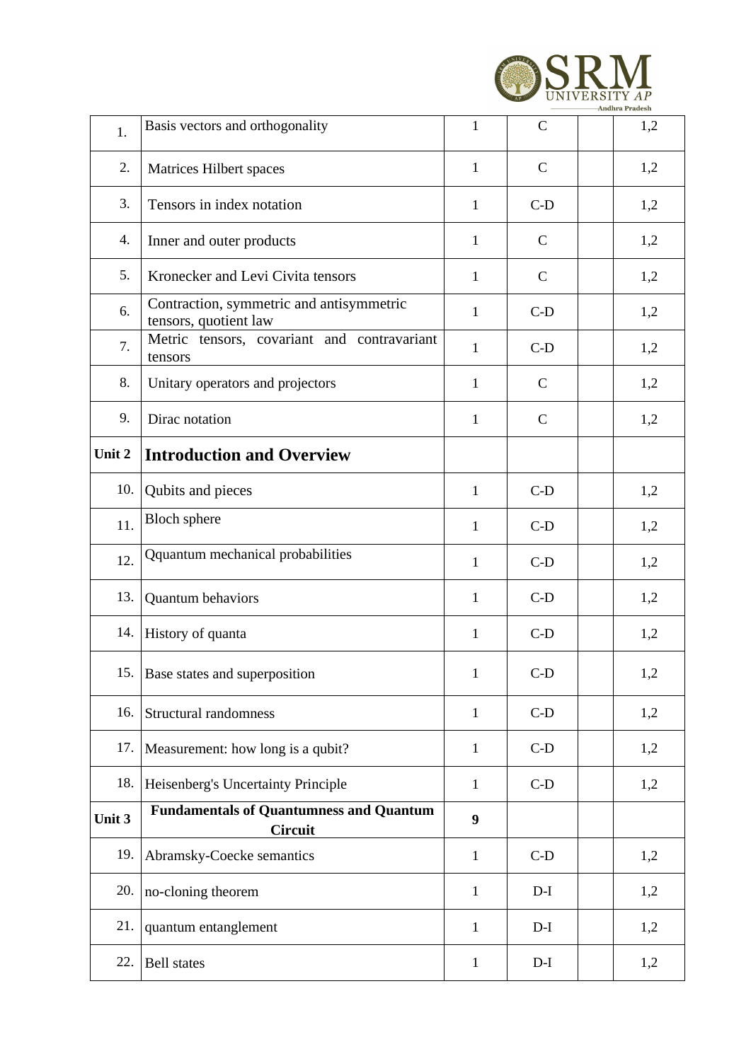| 1. | Basis vectors and orthogonality | 1 | C | | 1,2 |
|---|---|---|---|---|---|
| 2. | Matrices Hilbert spaces | 1 | C | | 1,2 |
| 3. | Tensors in index notation | 1 | C-D | | 1,2 |
| 4. | Inner and outer products | 1 | C | | 1,2 |
| 5. | Kronecker and Levi Civita tensors | 1 | C | | 1,2 |
| 6. | Contraction, symmetric and antisymmetric tensors, quotient law | 1 | C-D | | 1,2 |
| 7. | Metric tensors, covariant and contravariant tensors | 1 | C-D | | 1,2 |
| 8. | Unitary operators and projectors | 1 | C | | 1,2 |
| 9. | Dirac notation | 1 | C | | 1,2 |
| **Unit 2** | **Introduction and Overview** | | | | |
| 10. | Qubits and pieces | 1 | C-D | | 1,2 |
| 11. | Bloch sphere | 1 | C-D | | 1,2 |
| 12. | Qquantum mechanical probabilities | 1 | C-D | | 1,2 |
| 13. | Quantum behaviors | 1 | C-D | | 1,2 |
| 14. | History of quanta | 1 | C-D | | 1,2 |
| 15. | Base states and superposition | 1 | C-D | | 1,2 |
| 16. | Structural randomness | 1 | C-D | | 1,2 |
| 17. | Measurement: how long is a qubit? | 1 | C-D | | 1,2 |
| 18. | Heisenberg's Uncertainty Principle | 1 | C-D | | 1,2 |
| **Unit 3** | **Fundamentals of Quantumness and Quantum Circuit** | **9** | | | |
| 19. | Abramsky-Coecke semantics | 1 | C-D | | 1,2 |
| 20. | no-cloning theorem | 1 | D-I | | 1,2 |
| 21. | quantum entanglement | 1 | D-I | | 1,2 |
| 22. | Bell states | 1 | D-I | | 1,2 |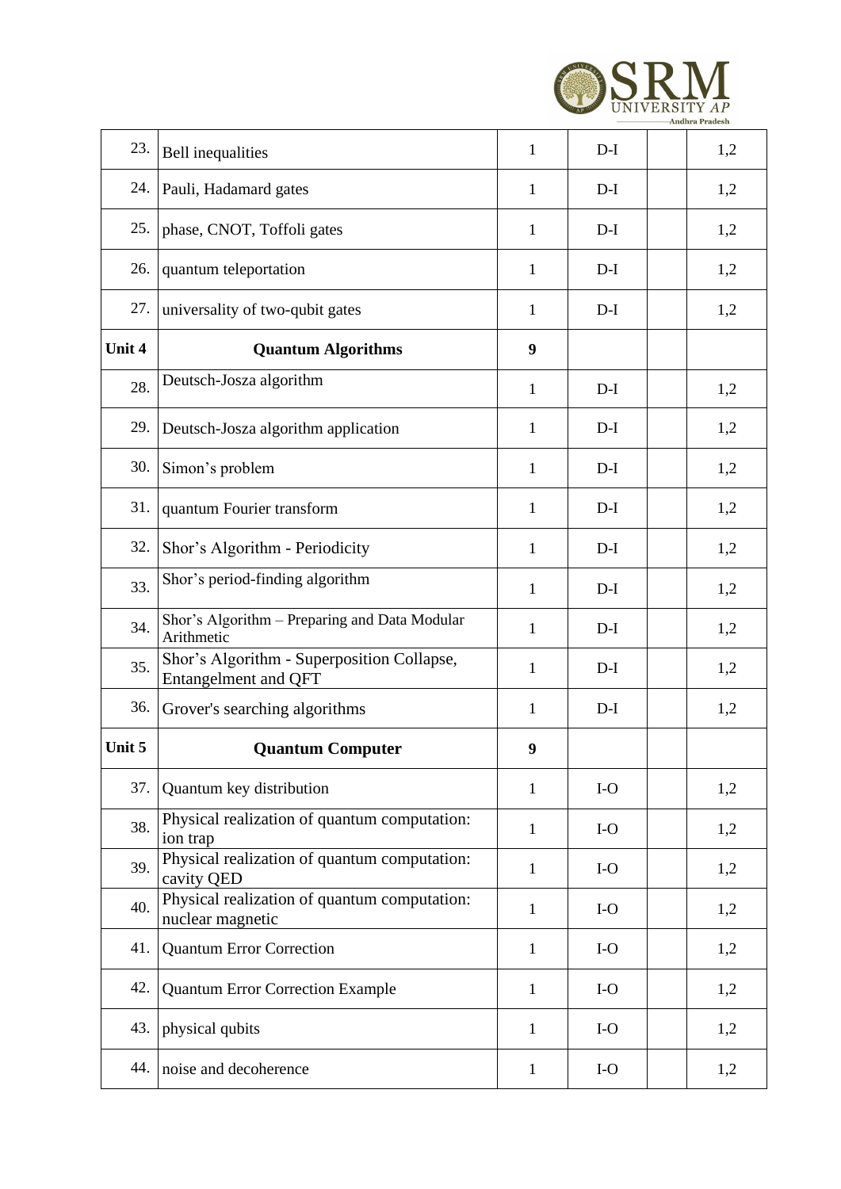| | | | | | |
|---|---|---|---|---|---|
| 23. | Bell inequalities | 1 | D-I | | 1,2 |
| 24. | Pauli, Hadamard gates | 1 | D-I | | 1,2 |
| 25. | phase, CNOT, Toffoli gates | 1 | D-I | | 1,2 |
| 26. | quantum teleportation | 1 | D-I | | 1,2 |
| 27. | universality of two-qubit gates | 1 | D-I | | 1,2 |
| **Unit 4** | **Quantum Algorithms** | **9** | | | |
| 28. | Deutsch-Josza algorithm | 1 | D-I | | 1,2 |
| 29. | Deutsch-Josza algorithm application | 1 | D-I | | 1,2 |
| 30. | Simon's problem | 1 | D-I | | 1,2 |
| 31. | quantum Fourier transform | 1 | D-I | | 1,2 |
| 32. | Shor's Algorithm - Periodicity | 1 | D-I | | 1,2 |
| 33. | Shor's period-finding algorithm | 1 | D-I | | 1,2 |
| 34. | Shor's Algorithm – Preparing and Data Modular Arithmetic | 1 | D-I | | 1,2 |
| 35. | Shor's Algorithm - Superposition Collapse, Entangelment and QFT | 1 | D-I | | 1,2 |
| 36. | Grover's searching algorithms | 1 | D-I | | 1,2 |
| **Unit 5** | **Quantum Computer** | **9** | | | |
| 37. | Quantum key distribution | 1 | I-O | | 1,2 |
| 38. | Physical realization of quantum computation: ion trap | 1 | I-O | | 1,2 |
| 39. | Physical realization of quantum computation: cavity QED | 1 | I-O | | 1,2 |
| 40. | Physical realization of quantum computation: nuclear magnetic | 1 | I-O | | 1,2 |
| 41. | Quantum Error Correction | 1 | I-O | | 1,2 |
| 42. | Quantum Error Correction Example | 1 | I-O | | 1,2 |
| 43. | physical qubits | 1 | I-O | | 1,2 |
| 44. | noise and decoherence | 1 | I-O | | 1,2 |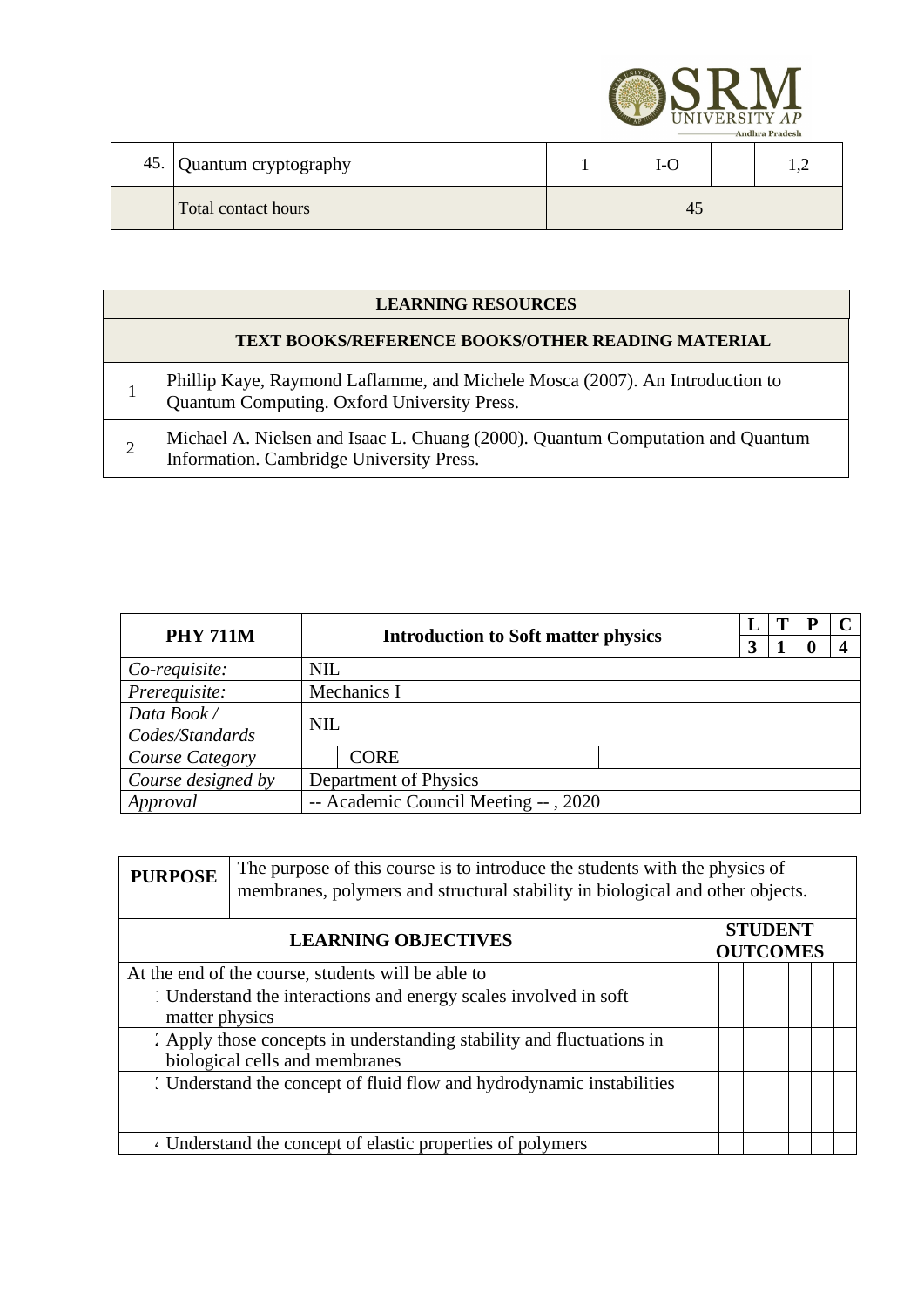| | | | | | |
|---|---|---|---|---|---|
| 45. | Quantum cryptography | 1 | I-O | | 1,2 |
| | Total contact hours | 45 | | | |

| LEARNING RESOURCES | |
|---|---|
| | **TEXT BOOKS/REFERENCE BOOKS/OTHER READING MATERIAL** |
| 1 | Phillip Kaye, Raymond Laflamme, and Michele Mosca (2007). An Introduction to Quantum Computing. Oxford University Press. |
| 2 | Michael A. Nielsen and Isaac L. Chuang (2000). Quantum Computation and Quantum Information. Cambridge University Press. |

| **PHY 711M** | **Introduction to Soft matter physics** | | **L** | **T** | **P** | **C** |
|---|---|---|---|---|---|---|
| | | | **3** | **1** | **0** | **4** |
| *Co-requisite:* | NIL | | | | | |
| *Prerequisite:* | Mechanics I | | | | | |
| *Data Book / Codes/Standards* | NIL | | | | | |
| *Course Category* | CORE | | | | | |
| *Course designed by* | Department of Physics | | | | | |
| *Approval* | -- Academic Council Meeting -- , 2020 | | | | | |

| **PURPOSE** | The purpose of this course is to introduce the students with the physics of membranes, polymers and structural stability in biological and other objects. | | | | | | | |
|---|---|---|---|---|---|---|---|---|
| **LEARNING OBJECTIVES** | | **STUDENT OUTCOMES** | | | | | | |
| At the end of the course, students will be able to | | | | | | | | |
| 1 | Understand the interactions and energy scales involved in soft matter physics | | | | | | | |
| 2 | Apply those concepts in understanding stability and fluctuations in biological cells and membranes | | | | | | | |
| 3 | Understand the concept of fluid flow and hydrodynamic instabilities | | | | | | | |
| 4 | Understand the concept of elastic properties of polymers | | | | | | | |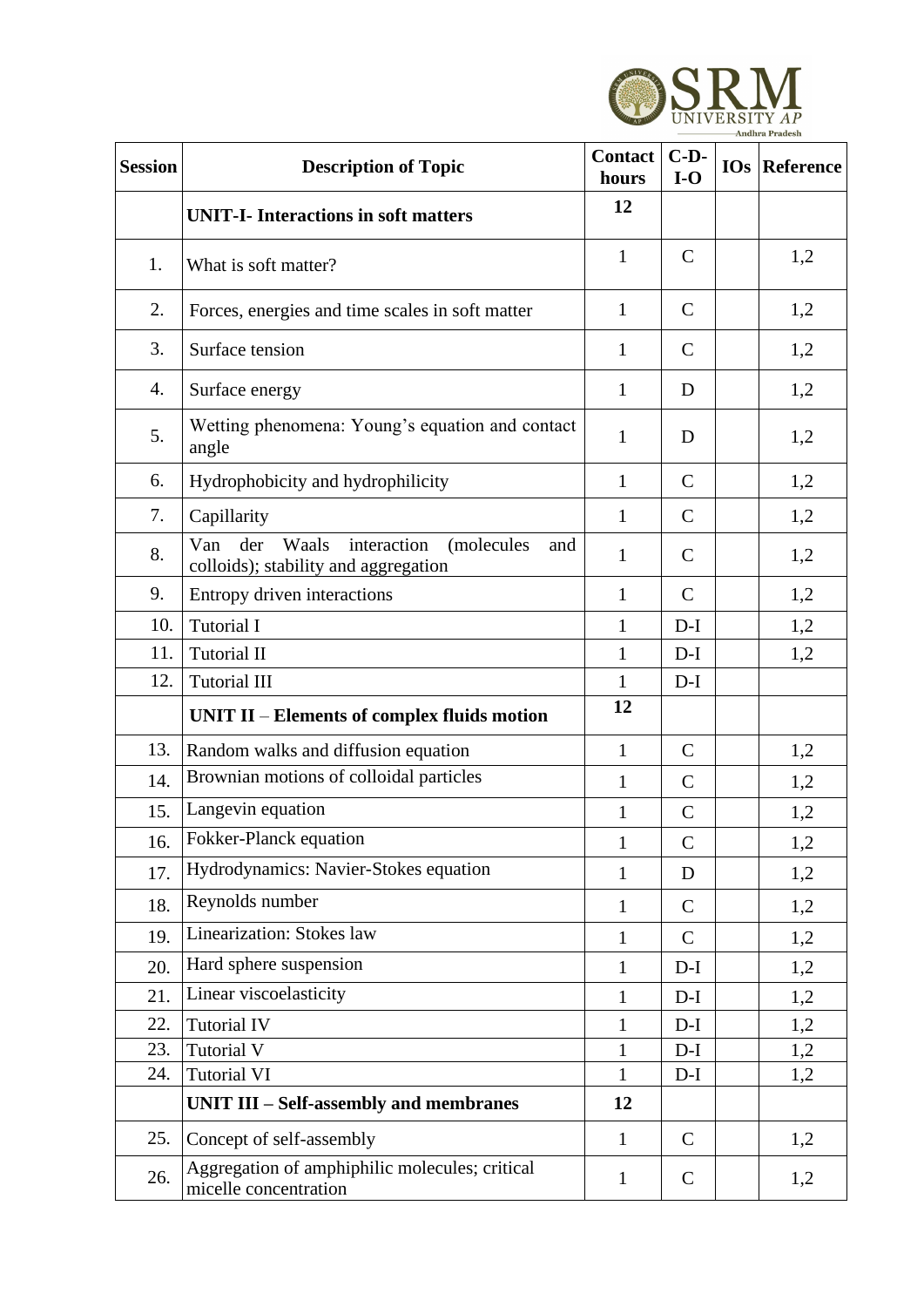| Session | Description of Topic | Contact hours | C-D-I-O | IOs | Reference |
|---|---|---|---|---|---|
| | **UNIT-I- Interactions in soft matters** | **12** | | | |
| 1. | What is soft matter? | 1 | C | | 1,2 |
| 2. | Forces, energies and time scales in soft matter | 1 | C | | 1,2 |
| 3. | Surface tension | 1 | C | | 1,2 |
| 4. | Surface energy | 1 | D | | 1,2 |
| 5. | Wetting phenomena: Young's equation and contact angle | 1 | D | | 1,2 |
| 6. | Hydrophobicity and hydrophilicity | 1 | C | | 1,2 |
| 7. | Capillarity | 1 | C | | 1,2 |
| 8. | Van der Waals interaction (molecules and colloids); stability and aggregation | 1 | C | | 1,2 |
| 9. | Entropy driven interactions | 1 | C | | 1,2 |
| 10. | Tutorial I | 1 | D-I | | 1,2 |
| 11. | Tutorial II | 1 | D-I | | 1,2 |
| 12. | Tutorial III | 1 | D-I | | |
| | **UNIT II – Elements of complex fluids motion** | **12** | | | |
| 13. | Random walks and diffusion equation | 1 | C | | 1,2 |
| 14. | Brownian motions of colloidal particles | 1 | C | | 1,2 |
| 15. | Langevin equation | 1 | C | | 1,2 |
| 16. | Fokker-Planck equation | 1 | C | | 1,2 |
| 17. | Hydrodynamics: Navier-Stokes equation | 1 | D | | 1,2 |
| 18. | Reynolds number | 1 | C | | 1,2 |
| 19. | Linearization: Stokes law | 1 | C | | 1,2 |
| 20. | Hard sphere suspension | 1 | D-I | | 1,2 |
| 21. | Linear viscoelasticity | 1 | D-I | | 1,2 |
| 22. | Tutorial IV | 1 | D-I | | 1,2 |
| 23. | Tutorial V | 1 | D-I | | 1,2 |
| 24. | Tutorial VI | 1 | D-I | | 1,2 |
| | **UNIT III – Self-assembly and membranes** | **12** | | | |
| 25. | Concept of self-assembly | 1 | C | | 1,2 |
| 26. | Aggregation of amphiphilic molecules; critical micelle concentration | 1 | C | | 1,2 |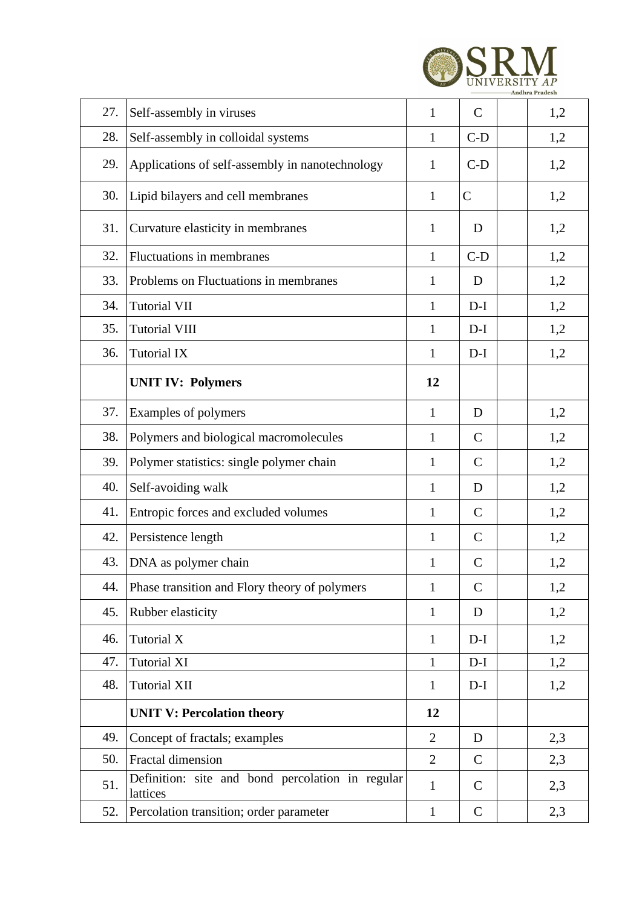| | | | | | |
|---|---|---|---|---|---|
| 27. | Self-assembly in viruses | 1 | C | | 1,2 |
| 28. | Self-assembly in colloidal systems | 1 | C-D | | 1,2 |
| 29. | Applications of self-assembly in nanotechnology | 1 | C-D | | 1,2 |
| 30. | Lipid bilayers and cell membranes | 1 | C | | 1,2 |
| 31. | Curvature elasticity in membranes | 1 | D | | 1,2 |
| 32. | Fluctuations in membranes | 1 | C-D | | 1,2 |
| 33. | Problems on Fluctuations in membranes | 1 | D | | 1,2 |
| 34. | Tutorial VII | 1 | D-I | | 1,2 |
| 35. | Tutorial VIII | 1 | D-I | | 1,2 |
| 36. | Tutorial IX | 1 | D-I | | 1,2 |
| | **UNIT IV: Polymers** | **12** | | | |
| 37. | Examples of polymers | 1 | D | | 1,2 |
| 38. | Polymers and biological macromolecules | 1 | C | | 1,2 |
| 39. | Polymer statistics: single polymer chain | 1 | C | | 1,2 |
| 40. | Self-avoiding walk | 1 | D | | 1,2 |
| 41. | Entropic forces and excluded volumes | 1 | C | | 1,2 |
| 42. | Persistence length | 1 | C | | 1,2 |
| 43. | DNA as polymer chain | 1 | C | | 1,2 |
| 44. | Phase transition and Flory theory of polymers | 1 | C | | 1,2 |
| 45. | Rubber elasticity | 1 | D | | 1,2 |
| 46. | Tutorial X | 1 | D-I | | 1,2 |
| 47. | Tutorial XI | 1 | D-I | | 1,2 |
| 48. | Tutorial XII | 1 | D-I | | 1,2 |
| | **UNIT V: Percolation theory** | **12** | | | |
| 49. | Concept of fractals; examples | 2 | D | | 2,3 |
| 50. | Fractal dimension | 2 | C | | 2,3 |
| 51. | Definition: site and bond percolation in regular lattices | 1 | C | | 2,3 |
| 52. | Percolation transition; order parameter | 1 | C | | 2,3 |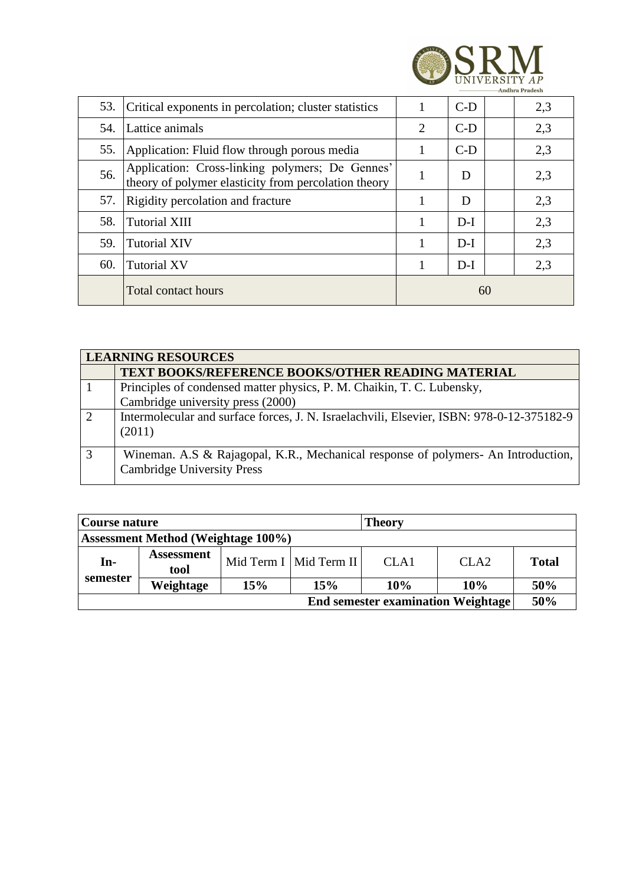| | | | | | |
|---|---|---|---|---|---|
| 53. | Critical exponents in percolation; cluster statistics | 1 | C-D | | 2,3 |
| 54. | Lattice animals | 2 | C-D | | 2,3 |
| 55. | Application: Fluid flow through porous media | 1 | C-D | | 2,3 |
| 56. | Application: Cross-linking polymers; De Gennes' theory of polymer elasticity from percolation theory | 1 | D | | 2,3 |
| 57. | Rigidity percolation and fracture | 1 | D | | 2,3 |
| 58. | Tutorial XIII | 1 | D-I | | 2,3 |
| 59. | Tutorial XIV | 1 | D-I | | 2,3 |
| 60. | Tutorial XV | 1 | D-I | | 2,3 |
| | Total contact hours | 60 | | | |

| LEARNING RESOURCES | |
|---|---|
| | **TEXT BOOKS/REFERENCE BOOKS/OTHER READING MATERIAL** |
| 1 | Principles of condensed matter physics, P. M. Chaikin, T. C. Lubensky, Cambridge university press (2000) |
| 2 | Intermolecular and surface forces, J. N. Israelachvili, Elsevier, ISBN: 978-0-12-375182-9 (2011) |
| 3 | Wineman. A.S & Rajagopal, K.R., Mechanical response of polymers- An Introduction, Cambridge University Press |

| **Course nature** | | | | **Theory** | | |
|---|---|---|---|---|---|---|
| **Assessment Method (Weightage 100%)** | | | | | | |
| **In-semester** | **Assessment tool** | Mid Term I | Mid Term II | CLA1 | CLA2 | **Total** |
| | **Weightage** | **15%** | **15%** | **10%** | **10%** | **50%** |
| | | | | | **End semester examination Weightage** | **50%** |